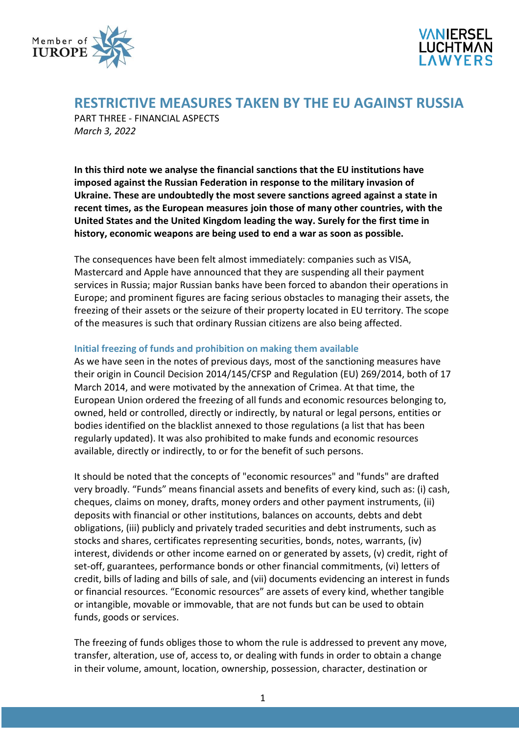# RESTRICTIVE MEASURES TAKEN BY THE EU AGAINST RUSSIA

PART THREE - FINANCIAL ASPECTS

*March 3, 2022*

**In this third note we analyse the financial sanctions that the EU institutions have imposed against the Russian Federation in response to the military invasion of Ukraine. These are undoubtedly the most severe sanctions agreed against a state in recent times, as the European measures join those of many other countries, with the United States and the United Kingdom leading the way. Surely for the first time in history, economic weapons are being used to end a war as soon as possible.**

The consequences have been felt almost immediately: companies such as VISA, Mastercard and Apple have announced that they are suspending all their payment services in Russia; major Russian banks have been forced to abandon their operations in Europe; and prominent figures are facing serious obstacles to managing their assets, the freezing of their assets or the seizure of their property located in EU territory. The scope of the measures is such that ordinary Russian citizens are also being affected.

## Initial freezing of funds and prohibition on making them available

As we have seen in the notes of previous days, most of the sanctioning measures have their origin in Council Decision 2014/145/CFSP and Regulation (EU) 269/2014, both of 17 March 2014, and were motivated by the annexation of Crimea. At that time, the European Union ordered the freezing of all funds and economic resources belonging to, owned, held or controlled, directly or indirectly, by natural or legal persons, entities or bodies identified on the blacklist annexed to those regulations (a list that has been regularly updated). It was also prohibited to make funds and economic resources available, directly or indirectly, to or for the benefit of such persons.

It should be noted that the concepts of "economic resources" and "funds" are drafted very broadly. "Funds" means financial assets and benefits of every kind, such as: (i) cash, cheques, claims on money, drafts, money orders and other payment instruments, (ii) deposits with financial or other institutions, balances on accounts, debts and debt obligations, (iii) publicly and privately traded securities and debt instruments, such as stocks and shares, certificates representing securities, bonds, notes, warrants, (iv) interest, dividends or other income earned on or generated by assets, (v) credit, right of set-off, guarantees, performance bonds or other financial commitments, (vi) letters of credit, bills of lading and bills of sale, and (vii) documents evidencing an interest in funds or financial resources. "Economic resources" are assets of every kind, whether tangible or intangible, movable or immovable, that are not funds but can be used to obtain funds, goods or services.

The freezing of funds obliges those to whom the rule is addressed to prevent any move, transfer, alteration, use of, access to, or dealing with funds in order to obtain a change in their volume, amount, location, ownership, possession, character, destination or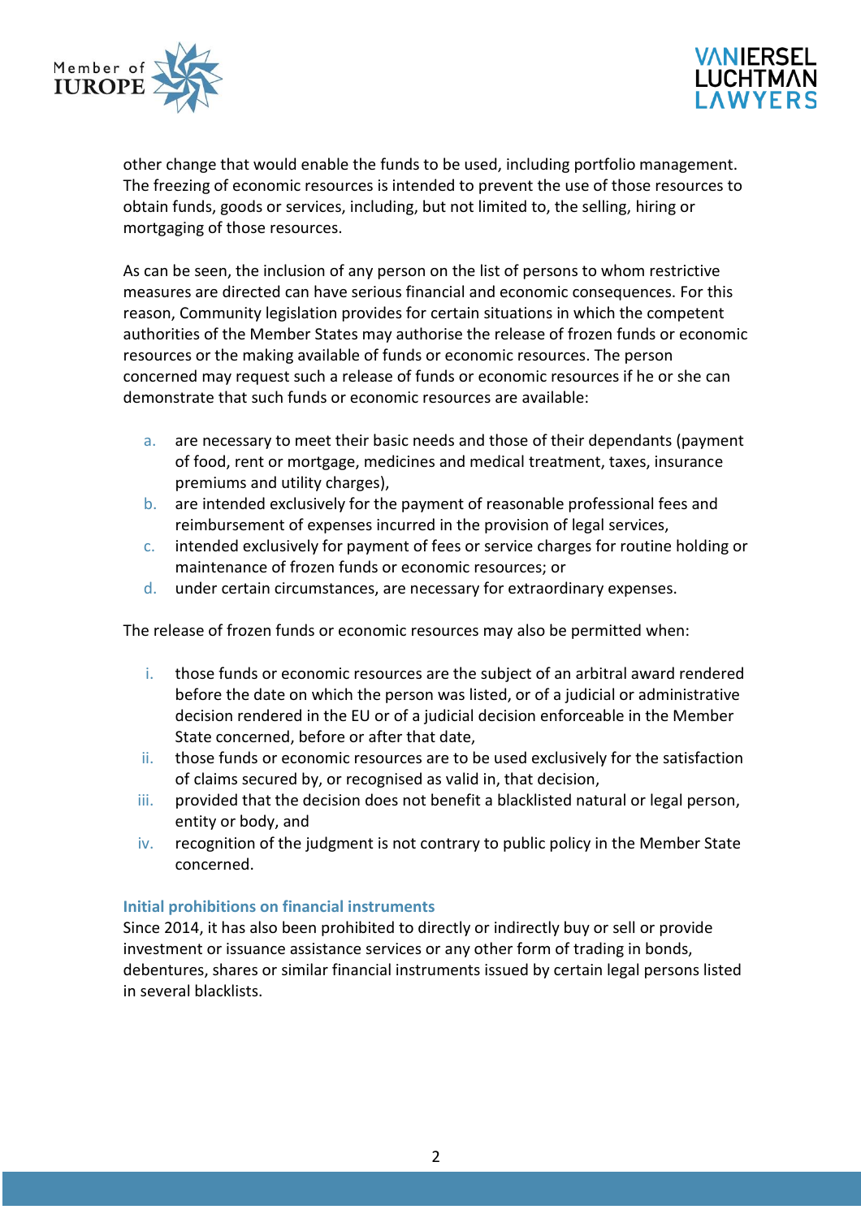other change that would enable the funds to be used, including portfolio management. The freezing of economic resources is intended to prevent the use of those resources to obtain funds, goods or services, including, but not limited to, the selling, hiring or mortgaging of those resources.

As can be seen, the inclusion of any person on the list of persons to whom restrictive measures are directed can have serious financial and economic consequences. For this reason, Community legislation provides for certain situations in which the competent authorities of the Member States may authorise the release of frozen funds or economic resources or the making available of funds or economic resources. The person concerned may request such a release of funds or economic resources if he or she can demonstrate that such funds or economic resources are available:

a. are necessary to meet their basic needs and those of their dependants (payment of food, rent or mortgage, medicines and medical treatment, taxes, insurance premiums and utility charges),
b. are intended exclusively for the payment of reasonable professional fees and reimbursement of expenses incurred in the provision of legal services,
c. intended exclusively for payment of fees or service charges for routine holding or maintenance of frozen funds or economic resources; or
d. under certain circumstances, are necessary for extraordinary expenses.

The release of frozen funds or economic resources may also be permitted when:

i. those funds or economic resources are the subject of an arbitral award rendered before the date on which the person was listed, or of a judicial or administrative decision rendered in the EU or of a judicial decision enforceable in the Member State concerned, before or after that date,
ii. those funds or economic resources are to be used exclusively for the satisfaction of claims secured by, or recognised as valid in, that decision,
iii. provided that the decision does not benefit a blacklisted natural or legal person, entity or body, and
iv. recognition of the judgment is not contrary to public policy in the Member State concerned.

### Initial prohibitions on financial instruments

Since 2014, it has also been prohibited to directly or indirectly buy or sell or provide investment or issuance assistance services or any other form of trading in bonds, debentures, shares or similar financial instruments issued by certain legal persons listed in several blacklists.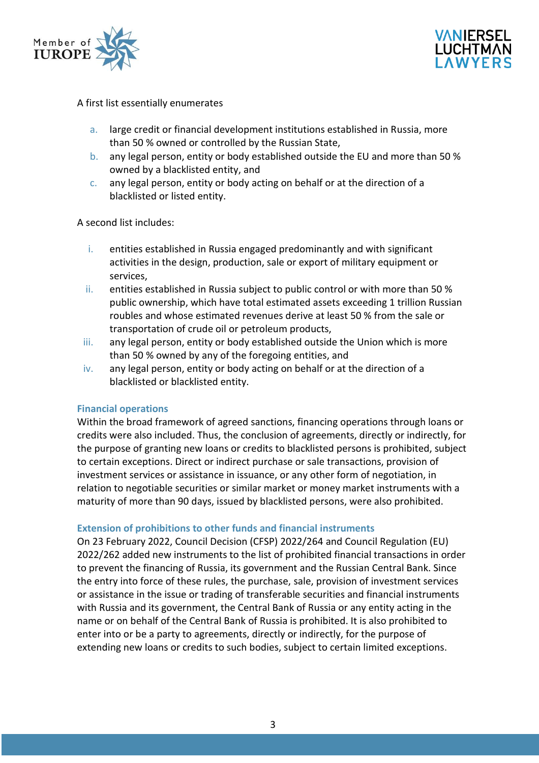A first list essentially enumerates

a. large credit or financial development institutions established in Russia, more than 50 % owned or controlled by the Russian State,
b. any legal person, entity or body established outside the EU and more than 50 % owned by a blacklisted entity, and
c. any legal person, entity or body acting on behalf or at the direction of a blacklisted or listed entity.

A second list includes:

i. entities established in Russia engaged predominantly and with significant activities in the design, production, sale or export of military equipment or services,
ii. entities established in Russia subject to public control or with more than 50 % public ownership, which have total estimated assets exceeding 1 trillion Russian roubles and whose estimated revenues derive at least 50 % from the sale or transportation of crude oil or petroleum products,
iii. any legal person, entity or body established outside the Union which is more than 50 % owned by any of the foregoing entities, and
iv. any legal person, entity or body acting on behalf or at the direction of a blacklisted or blacklisted entity.

### Financial operations

Within the broad framework of agreed sanctions, financing operations through loans or credits were also included. Thus, the conclusion of agreements, directly or indirectly, for the purpose of granting new loans or credits to blacklisted persons is prohibited, subject to certain exceptions. Direct or indirect purchase or sale transactions, provision of investment services or assistance in issuance, or any other form of negotiation, in relation to negotiable securities or similar market or money market instruments with a maturity of more than 90 days, issued by blacklisted persons, were also prohibited.

### Extension of prohibitions to other funds and financial instruments

On 23 February 2022, Council Decision (CFSP) 2022/264 and Council Regulation (EU) 2022/262 added new instruments to the list of prohibited financial transactions in order to prevent the financing of Russia, its government and the Russian Central Bank. Since the entry into force of these rules, the purchase, sale, provision of investment services or assistance in the issue or trading of transferable securities and financial instruments with Russia and its government, the Central Bank of Russia or any entity acting in the name or on behalf of the Central Bank of Russia is prohibited. It is also prohibited to enter into or be a party to agreements, directly or indirectly, for the purpose of extending new loans or credits to such bodies, subject to certain limited exceptions.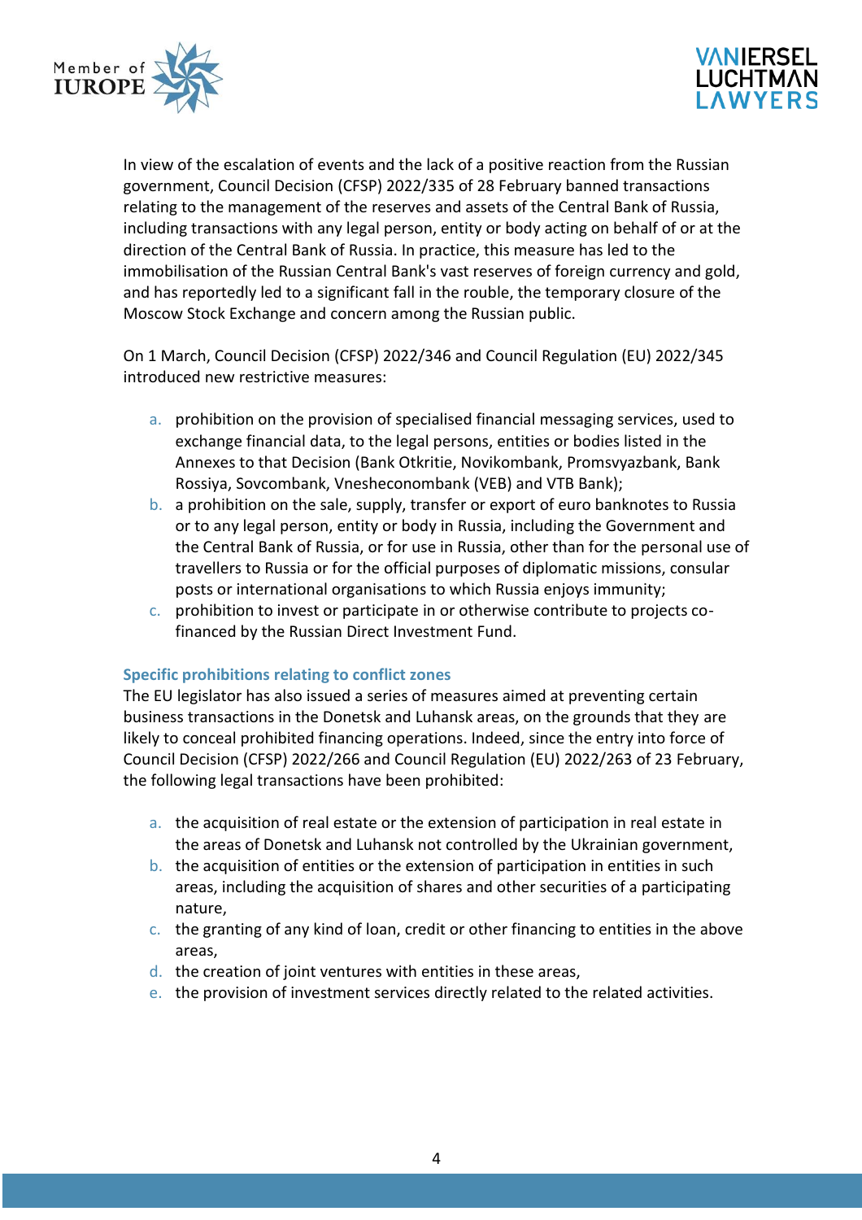In view of the escalation of events and the lack of a positive reaction from the Russian government, Council Decision (CFSP) 2022/335 of 28 February banned transactions relating to the management of the reserves and assets of the Central Bank of Russia, including transactions with any legal person, entity or body acting on behalf of or at the direction of the Central Bank of Russia. In practice, this measure has led to the immobilisation of the Russian Central Bank's vast reserves of foreign currency and gold, and has reportedly led to a significant fall in the rouble, the temporary closure of the Moscow Stock Exchange and concern among the Russian public.

On 1 March, Council Decision (CFSP) 2022/346 and Council Regulation (EU) 2022/345 introduced new restrictive measures:

a. prohibition on the provision of specialised financial messaging services, used to exchange financial data, to the legal persons, entities or bodies listed in the Annexes to that Decision (Bank Otkritie, Novikombank, Promsvyazbank, Bank Rossiya, Sovcombank, Vnesheconombank (VEB) and VTB Bank);
b. a prohibition on the sale, supply, transfer or export of euro banknotes to Russia or to any legal person, entity or body in Russia, including the Government and the Central Bank of Russia, or for use in Russia, other than for the personal use of travellers to Russia or for the official purposes of diplomatic missions, consular posts or international organisations to which Russia enjoys immunity;
c. prohibition to invest or participate in or otherwise contribute to projects co-financed by the Russian Direct Investment Fund.

### Specific prohibitions relating to conflict zones

The EU legislator has also issued a series of measures aimed at preventing certain business transactions in the Donetsk and Luhansk areas, on the grounds that they are likely to conceal prohibited financing operations. Indeed, since the entry into force of Council Decision (CFSP) 2022/266 and Council Regulation (EU) 2022/263 of 23 February, the following legal transactions have been prohibited:

a. the acquisition of real estate or the extension of participation in real estate in the areas of Donetsk and Luhansk not controlled by the Ukrainian government,
b. the acquisition of entities or the extension of participation in entities in such areas, including the acquisition of shares and other securities of a participating nature,
c. the granting of any kind of loan, credit or other financing to entities in the above areas,
d. the creation of joint ventures with entities in these areas,
e. the provision of investment services directly related to the related activities.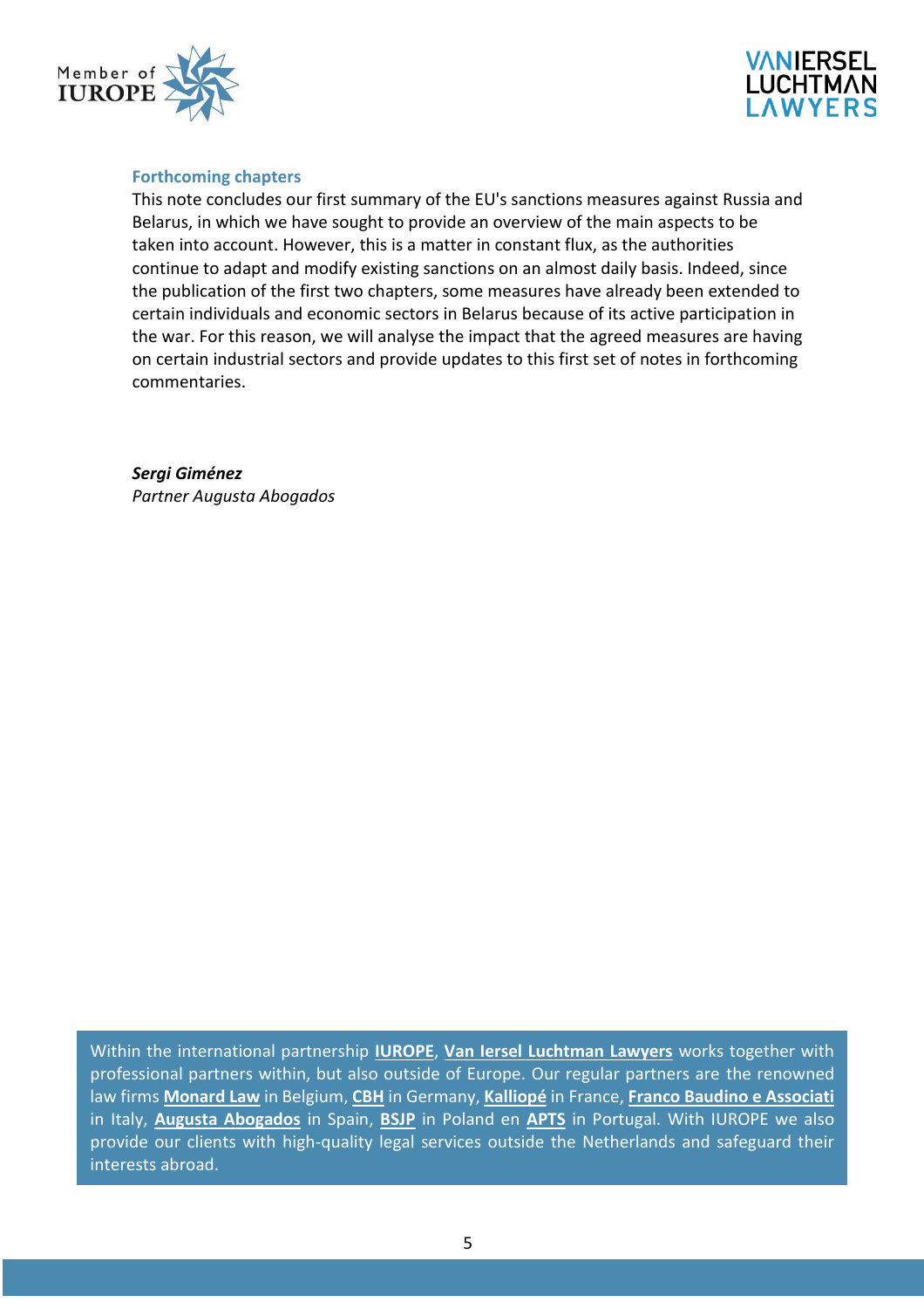### Forthcoming chapters

This note concludes our first summary of the EU's sanctions measures against Russia and Belarus, in which we have sought to provide an overview of the main aspects to be taken into account. However, this is a matter in constant flux, as the authorities continue to adapt and modify existing sanctions on an almost daily basis. Indeed, since the publication of the first two chapters, some measures have already been extended to certain individuals and economic sectors in Belarus because of its active participation in the war. For this reason, we will analyse the impact that the agreed measures are having on certain industrial sectors and provide updates to this first set of notes in forthcoming commentaries.

***Sergi Giménez***
*Partner Augusta Abogados*

Within the international partnership **IUROPE**, **Van Iersel Luchtman Lawyers** works together with professional partners within, but also outside of Europe. Our regular partners are the renowned law firms **Monard Law** in Belgium, **CBH** in Germany, **Kalliopé** in France, **Franco Baudino e Associati** in Italy, **Augusta Abogados** in Spain, **BSJP** in Poland en **APTS** in Portugal. With IUROPE we also provide our clients with high-quality legal services outside the Netherlands and safeguard their interests abroad.